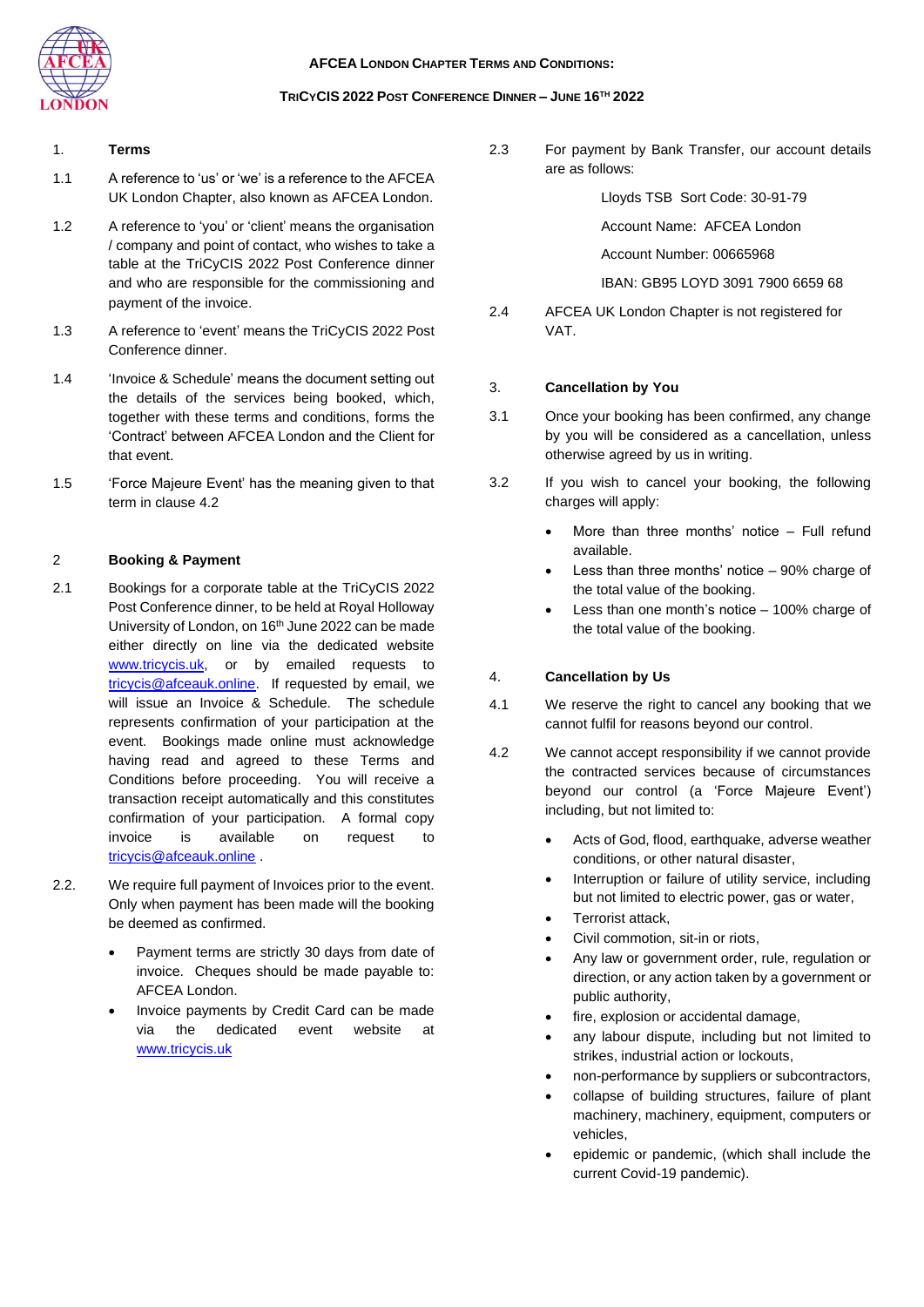# AFCEA London Chapter Terms and Conditions:

## TriCyCIS 2022 Post Conference Dinner – June 16th 2022

### 1. Terms

1.1 A reference to 'us' or 'we' is a reference to the AFCEA UK London Chapter, also known as AFCEA London.

1.2 A reference to 'you' or 'client' means the organisation / company and point of contact, who wishes to take a table at the TriCyCIS 2022 Post Conference dinner and who are responsible for the commissioning and payment of the invoice.

1.3 A reference to 'event' means the TriCyCIS 2022 Post Conference dinner.

1.4 'Invoice & Schedule' means the document setting out the details of the services being booked, which, together with these terms and conditions, forms the 'Contract' between AFCEA London and the Client for that event.

1.5 'Force Majeure Event' has the meaning given to that term in clause 4.2

### 2 Booking & Payment

2.1 Bookings for a corporate table at the TriCyCIS 2022 Post Conference dinner, to be held at Royal Holloway University of London, on 16th June 2022 can be made either directly on line via the dedicated website www.tricycis.uk, or by emailed requests to tricycis@afceauk.online. If requested by email, we will issue an Invoice & Schedule. The schedule represents confirmation of your participation at the event. Bookings made online must acknowledge having read and agreed to these Terms and Conditions before proceeding. You will receive a transaction receipt automatically and this constitutes confirmation of your participation. A formal copy invoice is available on request to tricycis@afceauk.online .

2.2. We require full payment of Invoices prior to the event. Only when payment has been made will the booking be deemed as confirmed.

- Payment terms are strictly 30 days from date of invoice. Cheques should be made payable to: AFCEA London.
- Invoice payments by Credit Card can be made via the dedicated event website at www.tricycis.uk

2.3 For payment by Bank Transfer, our account details are as follows:

Lloyds TSB Sort Code: 30-91-79

Account Name: AFCEA London

Account Number: 00665968

IBAN: GB95 LOYD 3091 7900 6659 68

2.4 AFCEA UK London Chapter is not registered for VAT.

### 3. Cancellation by You

3.1 Once your booking has been confirmed, any change by you will be considered as a cancellation, unless otherwise agreed by us in writing.

3.2 If you wish to cancel your booking, the following charges will apply:

- More than three months' notice – Full refund available.
- Less than three months' notice – 90% charge of the total value of the booking.
- Less than one month's notice – 100% charge of the total value of the booking.

### 4. Cancellation by Us

4.1 We reserve the right to cancel any booking that we cannot fulfil for reasons beyond our control.

4.2 We cannot accept responsibility if we cannot provide the contracted services because of circumstances beyond our control (a 'Force Majeure Event') including, but not limited to:

- Acts of God, flood, earthquake, adverse weather conditions, or other natural disaster,
- Interruption or failure of utility service, including but not limited to electric power, gas or water,
- Terrorist attack,
- Civil commotion, sit-in or riots,
- Any law or government order, rule, regulation or direction, or any action taken by a government or public authority,
- fire, explosion or accidental damage,
- any labour dispute, including but not limited to strikes, industrial action or lockouts,
- non-performance by suppliers or subcontractors,
- collapse of building structures, failure of plant machinery, machinery, equipment, computers or vehicles,
- epidemic or pandemic, (which shall include the current Covid-19 pandemic).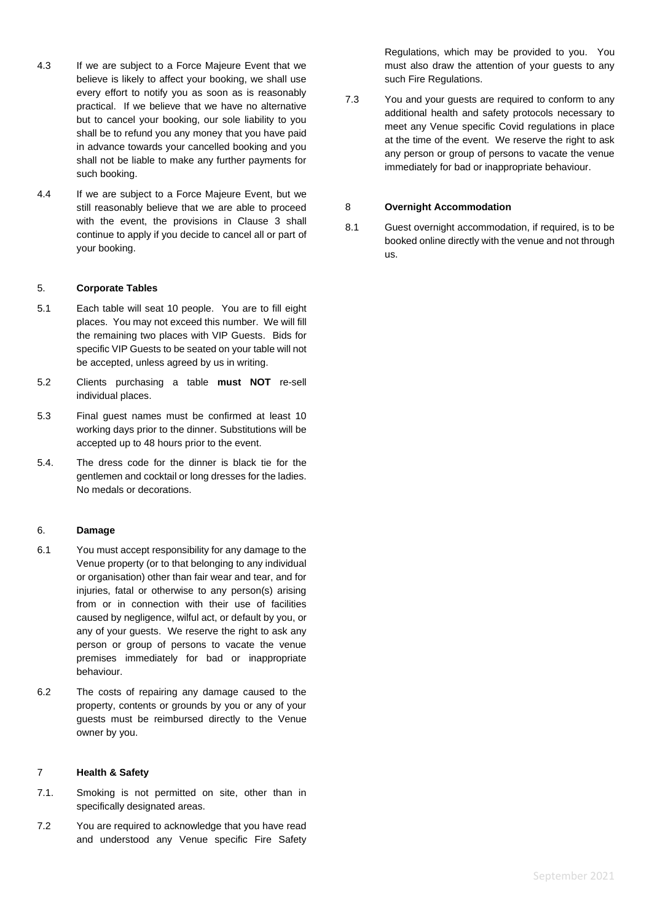4.3 If we are subject to a Force Majeure Event that we believe is likely to affect your booking, we shall use every effort to notify you as soon as is reasonably practical. If we believe that we have no alternative but to cancel your booking, our sole liability to you shall be to refund you any money that you have paid in advance towards your cancelled booking and you shall not be liable to make any further payments for such booking.

4.4 If we are subject to a Force Majeure Event, but we still reasonably believe that we are able to proceed with the event, the provisions in Clause 3 shall continue to apply if you decide to cancel all or part of your booking.

## 5. Corporate Tables

5.1 Each table will seat 10 people. You are to fill eight places. You may not exceed this number. We will fill the remaining two places with VIP Guests. Bids for specific VIP Guests to be seated on your table will not be accepted, unless agreed by us in writing.

5.2 Clients purchasing a table **must NOT** re-sell individual places.

5.3 Final guest names must be confirmed at least 10 working days prior to the dinner. Substitutions will be accepted up to 48 hours prior to the event.

5.4. The dress code for the dinner is black tie for the gentlemen and cocktail or long dresses for the ladies. No medals or decorations.

## 6. Damage

6.1 You must accept responsibility for any damage to the Venue property (or to that belonging to any individual or organisation) other than fair wear and tear, and for injuries, fatal or otherwise to any person(s) arising from or in connection with their use of facilities caused by negligence, wilful act, or default by you, or any of your guests. We reserve the right to ask any person or group of persons to vacate the venue premises immediately for bad or inappropriate behaviour.

6.2 The costs of repairing any damage caused to the property, contents or grounds by you or any of your guests must be reimbursed directly to the Venue owner by you.

## 7 Health & Safety

7.1. Smoking is not permitted on site, other than in specifically designated areas.

7.2 You are required to acknowledge that you have read and understood any Venue specific Fire Safety Regulations, which may be provided to you. You must also draw the attention of your guests to any such Fire Regulations.

7.3 You and your guests are required to conform to any additional health and safety protocols necessary to meet any Venue specific Covid regulations in place at the time of the event. We reserve the right to ask any person or group of persons to vacate the venue immediately for bad or inappropriate behaviour.

## 8 Overnight Accommodation

8.1 Guest overnight accommodation, if required, is to be booked online directly with the venue and not through us.

September 2021